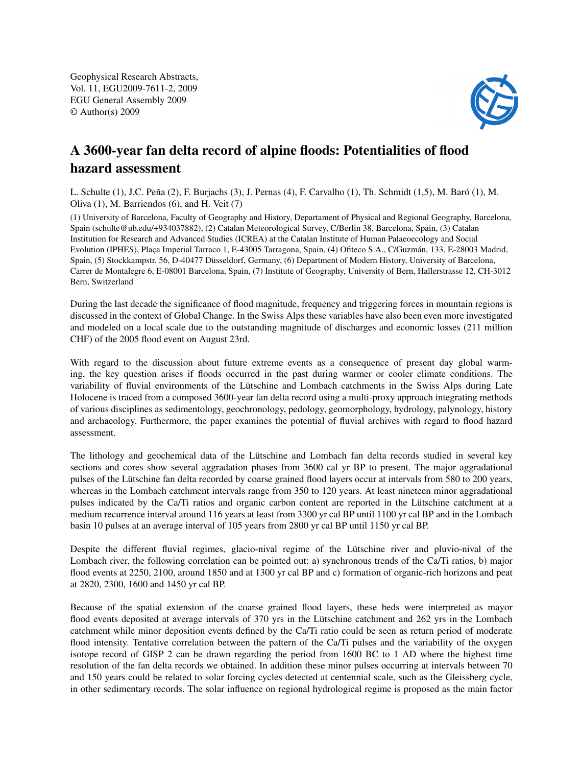Geophysical Research Abstracts,
Vol. 11, EGU2009-7611-2, 2009
EGU General Assembly 2009
© Author(s) 2009

# A 3600-year fan delta record of alpine floods: Potentialities of flood hazard assessment

L. Schulte (1), J.C. Peña (2), F. Burjachs (3), J. Pernas (4), F. Carvalho (1), Th. Schmidt (1,5), M. Baró (1), M. Oliva (1), M. Barriendos (6), and H. Veit (7)

(1) University of Barcelona, Faculty of Geography and History, Departament of Physical and Regional Geography, Barcelona, Spain (schulte@ub.edu/+934037882), (2) Catalan Meteorological Survey, C/Berlin 38, Barcelona, Spain, (3) Catalan Institution for Research and Advanced Studies (ICREA) at the Catalan Institute of Human Palaeoecology and Social Evolution (IPHES), Plaça Imperial Tarraco 1, E-43005 Tarragona, Spain, (4) Ofiteco S.A., C/Guzmán, 133, E-28003 Madrid, Spain, (5) Stockkampstr. 56, D-40477 Düsseldorf, Germany, (6) Department of Modern History, University of Barcelona, Carrer de Montalegre 6, E-08001 Barcelona, Spain, (7) Institute of Geography, University of Bern, Hallerstrasse 12, CH-3012 Bern, Switzerland

During the last decade the significance of flood magnitude, frequency and triggering forces in mountain regions is discussed in the context of Global Change. In the Swiss Alps these variables have also been even more investigated and modeled on a local scale due to the outstanding magnitude of discharges and economic losses (211 million CHF) of the 2005 flood event on August 23rd.

With regard to the discussion about future extreme events as a consequence of present day global warming, the key question arises if floods occurred in the past during warmer or cooler climate conditions. The variability of fluvial environments of the Lütschine and Lombach catchments in the Swiss Alps during Late Holocene is traced from a composed 3600-year fan delta record using a multi-proxy approach integrating methods of various disciplines as sedimentology, geochronology, pedology, geomorphology, hydrology, palynology, history and archaeology. Furthermore, the paper examines the potential of fluvial archives with regard to flood hazard assessment.

The lithology and geochemical data of the Lütschine and Lombach fan delta records studied in several key sections and cores show several aggradation phases from 3600 cal yr BP to present. The major aggradational pulses of the Lütschine fan delta recorded by coarse grained flood layers occur at intervals from 580 to 200 years, whereas in the Lombach catchment intervals range from 350 to 120 years. At least nineteen minor aggradational pulses indicated by the Ca/Ti ratios and organic carbon content are reported in the Lütschine catchment at a medium recurrence interval around 116 years at least from 3300 yr cal BP until 1100 yr cal BP and in the Lombach basin 10 pulses at an average interval of 105 years from 2800 yr cal BP until 1150 yr cal BP.

Despite the different fluvial regimes, glacio-nival regime of the Lütschine river and pluvio-nival of the Lombach river, the following correlation can be pointed out: a) synchronous trends of the Ca/Ti ratios, b) major flood events at 2250, 2100, around 1850 and at 1300 yr cal BP and c) formation of organic-rich horizons and peat at 2820, 2300, 1600 and 1450 yr cal BP.

Because of the spatial extension of the coarse grained flood layers, these beds were interpreted as mayor flood events deposited at average intervals of 370 yrs in the Lütschine catchment and 262 yrs in the Lombach catchment while minor deposition events defined by the Ca/Ti ratio could be seen as return period of moderate flood intensity. Tentative correlation between the pattern of the Ca/Ti pulses and the variability of the oxygen isotope record of GISP 2 can be drawn regarding the period from 1600 BC to 1 AD where the highest time resolution of the fan delta records we obtained. In addition these minor pulses occurring at intervals between 70 and 150 years could be related to solar forcing cycles detected at centennial scale, such as the Gleissberg cycle, in other sedimentary records. The solar influence on regional hydrological regime is proposed as the main factor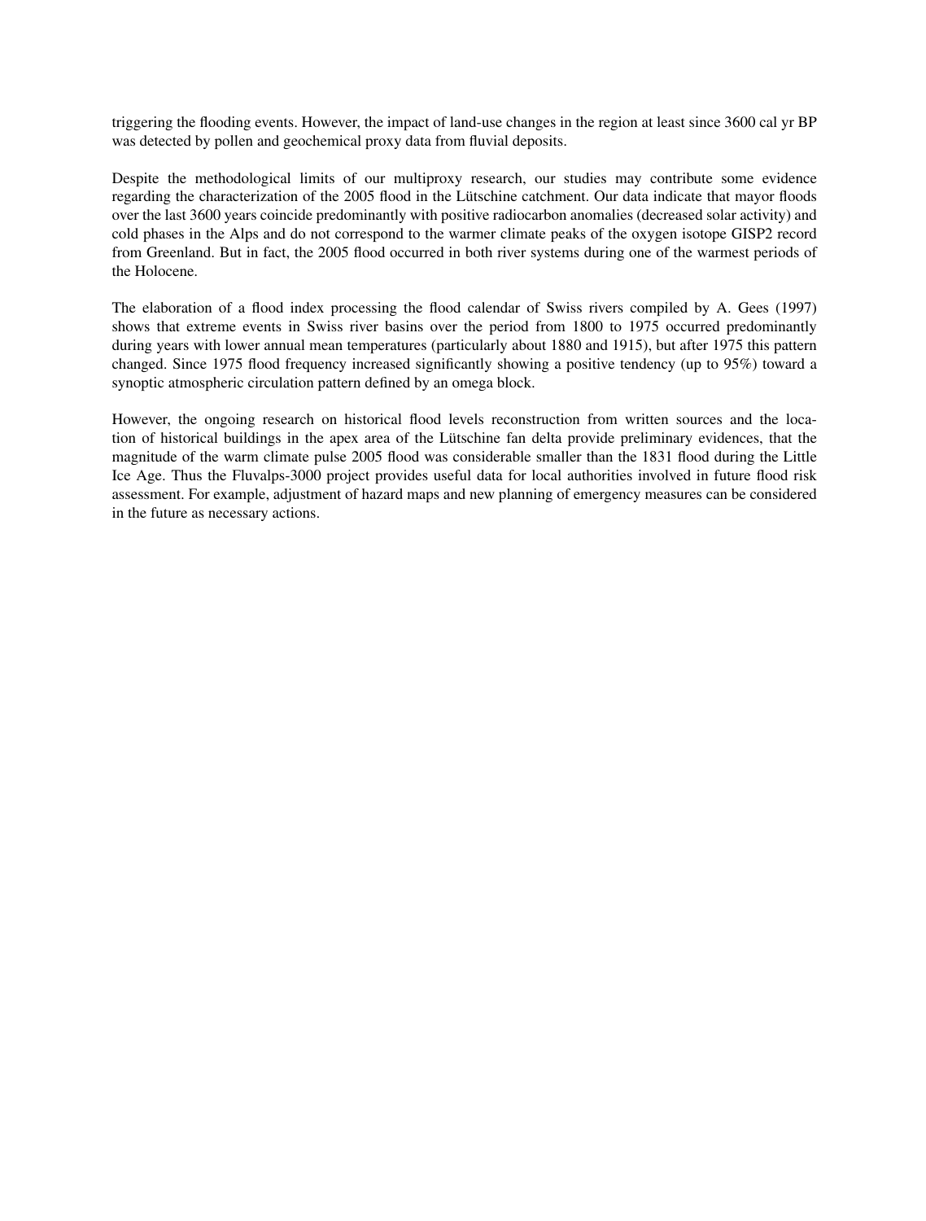triggering the flooding events. However, the impact of land-use changes in the region at least since 3600 cal yr BP was detected by pollen and geochemical proxy data from fluvial deposits.

Despite the methodological limits of our multiproxy research, our studies may contribute some evidence regarding the characterization of the 2005 flood in the Lütschine catchment. Our data indicate that mayor floods over the last 3600 years coincide predominantly with positive radiocarbon anomalies (decreased solar activity) and cold phases in the Alps and do not correspond to the warmer climate peaks of the oxygen isotope GISP2 record from Greenland. But in fact, the 2005 flood occurred in both river systems during one of the warmest periods of the Holocene.

The elaboration of a flood index processing the flood calendar of Swiss rivers compiled by A. Gees (1997) shows that extreme events in Swiss river basins over the period from 1800 to 1975 occurred predominantly during years with lower annual mean temperatures (particularly about 1880 and 1915), but after 1975 this pattern changed. Since 1975 flood frequency increased significantly showing a positive tendency (up to 95%) toward a synoptic atmospheric circulation pattern defined by an omega block.

However, the ongoing research on historical flood levels reconstruction from written sources and the location of historical buildings in the apex area of the Lütschine fan delta provide preliminary evidences, that the magnitude of the warm climate pulse 2005 flood was considerable smaller than the 1831 flood during the Little Ice Age. Thus the Fluvalps-3000 project provides useful data for local authorities involved in future flood risk assessment. For example, adjustment of hazard maps and new planning of emergency measures can be considered in the future as necessary actions.